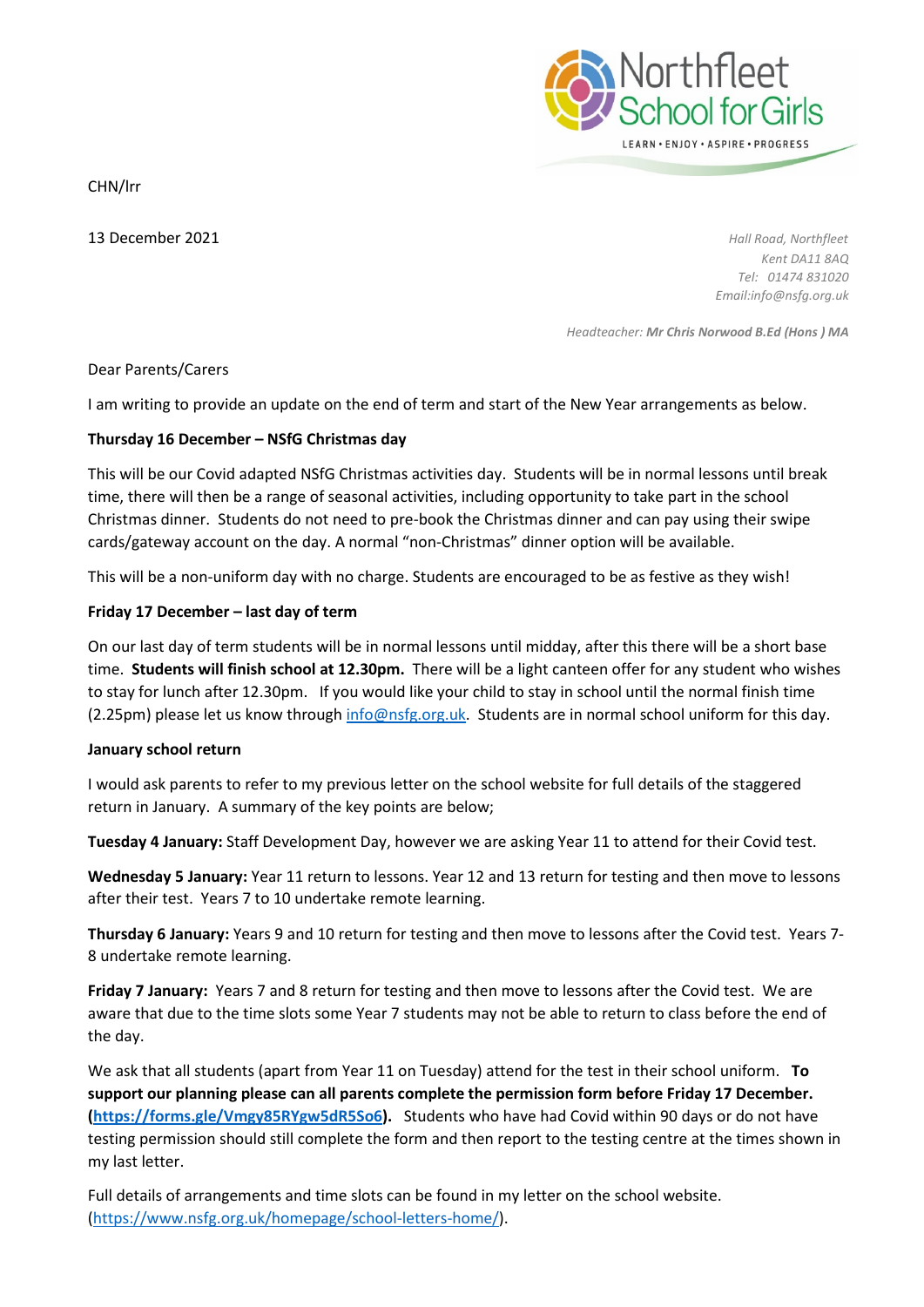Northfleet School for Girls

LEARN • ENJOY • ASPIRE • PROGRESS

CHN/lrr

13 December 2021

*Hall Road, Northfleet*
*Kent DA11 8AQ*
*Tel: 01474 831020*
*Email:info@nsfg.org.uk*

*Headteacher:* ***Mr Chris Norwood B.Ed (Hons ) MA***

Dear Parents/Carers

I am writing to provide an update on the end of term and start of the New Year arrangements as below.

**Thursday 16 December – NSfG Christmas day**

This will be our Covid adapted NSfG Christmas activities day. Students will be in normal lessons until break time, there will then be a range of seasonal activities, including opportunity to take part in the school Christmas dinner. Students do not need to pre-book the Christmas dinner and can pay using their swipe cards/gateway account on the day. A normal "non-Christmas" dinner option will be available.

This will be a non-uniform day with no charge. Students are encouraged to be as festive as they wish!

**Friday 17 December – last day of term**

On our last day of term students will be in normal lessons until midday, after this there will be a short base time. **Students will finish school at 12.30pm.** There will be a light canteen offer for any student who wishes to stay for lunch after 12.30pm. If you would like your child to stay in school until the normal finish time (2.25pm) please let us know through info@nsfg.org.uk. Students are in normal school uniform for this day.

**January school return**

I would ask parents to refer to my previous letter on the school website for full details of the staggered return in January. A summary of the key points are below;

**Tuesday 4 January:** Staff Development Day, however we are asking Year 11 to attend for their Covid test.

**Wednesday 5 January:** Year 11 return to lessons. Year 12 and 13 return for testing and then move to lessons after their test. Years 7 to 10 undertake remote learning.

**Thursday 6 January:** Years 9 and 10 return for testing and then move to lessons after the Covid test. Years 7-8 undertake remote learning.

**Friday 7 January:** Years 7 and 8 return for testing and then move to lessons after the Covid test. We are aware that due to the time slots some Year 7 students may not be able to return to class before the end of the day.

We ask that all students (apart from Year 11 on Tuesday) attend for the test in their school uniform. **To support our planning please can all parents complete the permission form before Friday 17 December. (https://forms.gle/Vmgy85RYgw5dR5So6).** Students who have had Covid within 90 days or do not have testing permission should still complete the form and then report to the testing centre at the times shown in my last letter.

Full details of arrangements and time slots can be found in my letter on the school website. (https://www.nsfg.org.uk/homepage/school-letters-home/).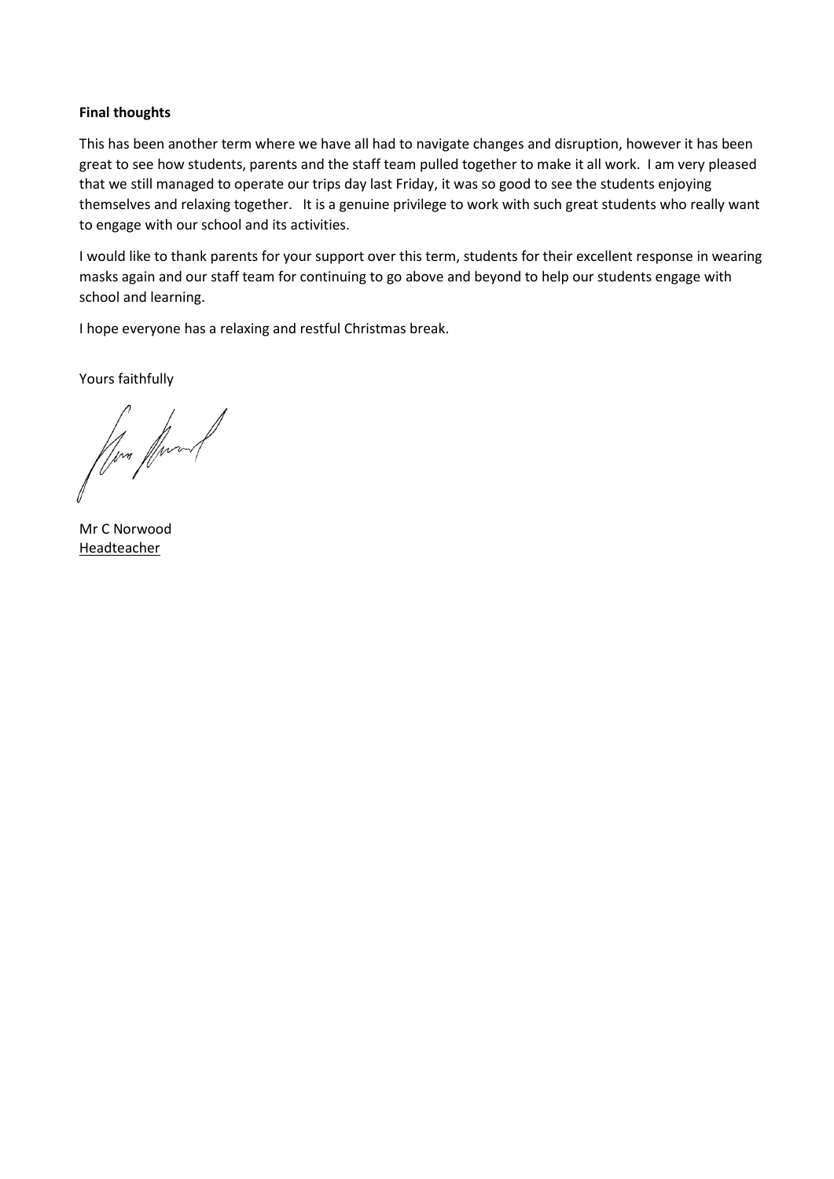**Final thoughts**

This has been another term where we have all had to navigate changes and disruption, however it has been great to see how students, parents and the staff team pulled together to make it all work. I am very pleased that we still managed to operate our trips day last Friday, it was so good to see the students enjoying themselves and relaxing together. It is a genuine privilege to work with such great students who really want to engage with our school and its activities.

I would like to thank parents for your support over this term, students for their excellent response in wearing masks again and our staff team for continuing to go above and beyond to help our students engage with school and learning.

I hope everyone has a relaxing and restful Christmas break.

Yours faithfully

Mr C Norwood
Headteacher